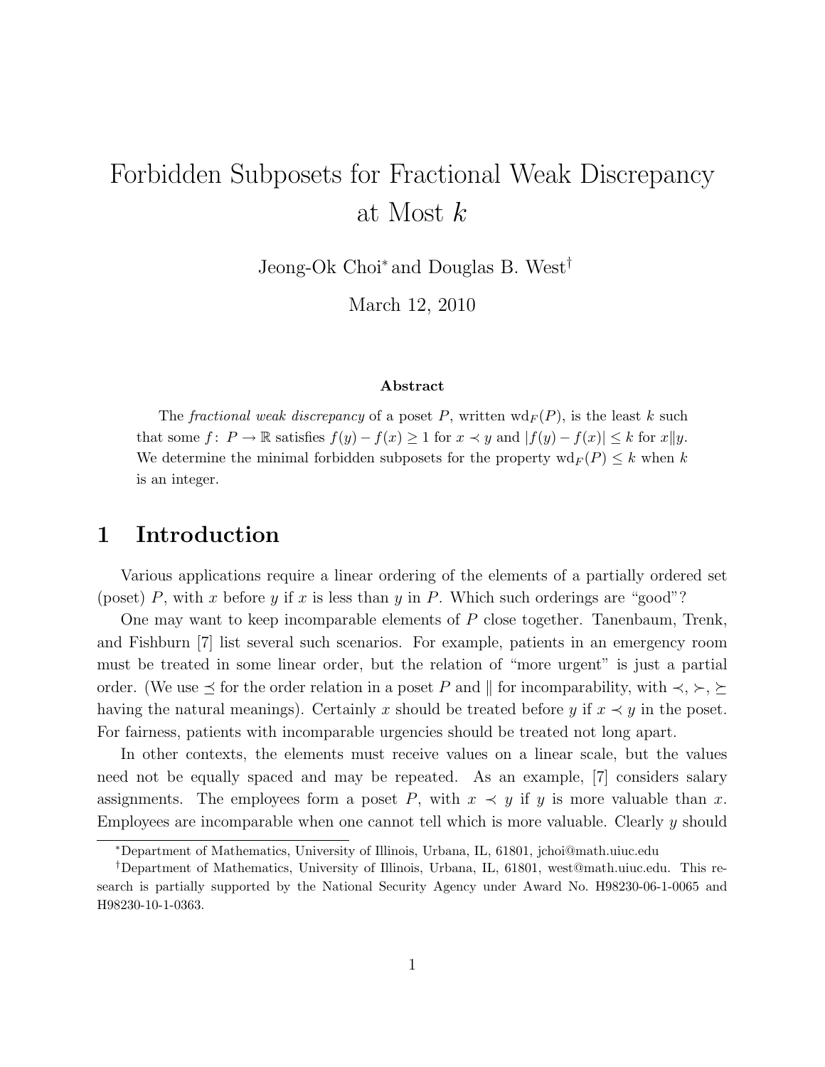# Forbidden Subposets for Fractional Weak Discrepancy at Most $k$

Jeong-Ok Choi[*] and Douglas B. West[†]

March 12, 2010

### Abstract

The *fractional weak discrepancy* of a poset $P$, written $\mathrm{wd}_F(P)$, is the least $k$ such that some $f\colon P \to \mathbb{R}$ satisfies $f(y) - f(x) \geq 1$ for $x \prec y$ and $|f(y) - f(x)| \leq k$ for $x \| y$. We determine the minimal forbidden subposets for the property $\mathrm{wd}_F(P) \leq k$ when $k$ is an integer.

## 1 Introduction

Various applications require a linear ordering of the elements of a partially ordered set (poset) $P$, with $x$ before $y$ if $x$ is less than $y$ in $P$. Which such orderings are "good"?

One may want to keep incomparable elements of $P$ close together. Tanenbaum, Trenk, and Fishburn [7] list several such scenarios. For example, patients in an emergency room must be treated in some linear order, but the relation of "more urgent" is just a partial order. (We use $\preceq$ for the order relation in a poset $P$ and $\|$ for incomparability, with $\prec$, $\succ$, $\succeq$ having the natural meanings). Certainly $x$ should be treated before $y$ if $x \prec y$ in the poset. For fairness, patients with incomparable urgencies should be treated not long apart.

In other contexts, the elements must receive values on a linear scale, but the values need not be equally spaced and may be repeated. As an example, [7] considers salary assignments. The employees form a poset $P$, with $x \prec y$ if $y$ is more valuable than $x$. Employees are incomparable when one cannot tell which is more valuable. Clearly $y$ should

[*]Department of Mathematics, University of Illinois, Urbana, IL, 61801, jchoi@math.uiuc.edu

[†]Department of Mathematics, University of Illinois, Urbana, IL, 61801, west@math.uiuc.edu. This research is partially supported by the National Security Agency under Award No. H98230-06-1-0065 and H98230-10-1-0363.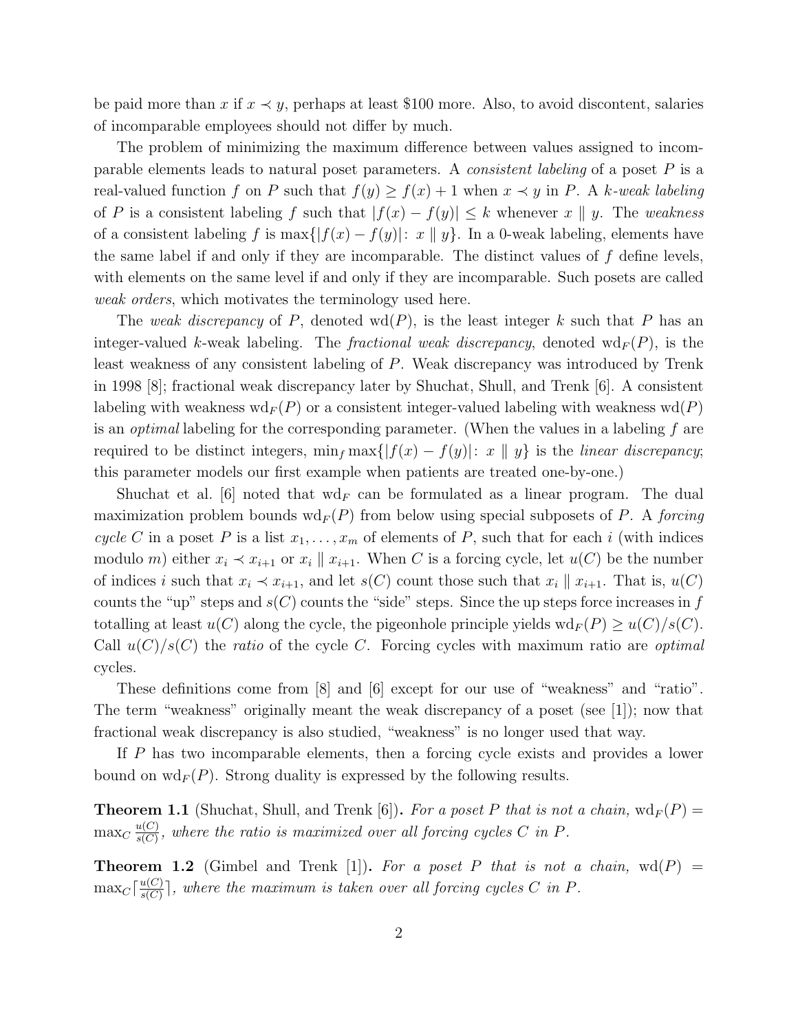be paid more than $x$ if $x \prec y$, perhaps at least \$100 more. Also, to avoid discontent, salaries of incomparable employees should not differ by much.

The problem of minimizing the maximum difference between values assigned to incomparable elements leads to natural poset parameters. A *consistent labeling* of a poset $P$ is a real-valued function $f$ on $P$ such that $f(y) \geq f(x) + 1$ when $x \prec y$ in $P$. A *k-weak labeling* of $P$ is a consistent labeling $f$ such that $|f(x) - f(y)| \leq k$ whenever $x \parallel y$. The *weakness* of a consistent labeling $f$ is $\max\{|f(x) - f(y)|\colon\ x \parallel y\}$. In a 0-weak labeling, elements have the same label if and only if they are incomparable. The distinct values of $f$ define levels, with elements on the same level if and only if they are incomparable. Such posets are called *weak orders*, which motivates the terminology used here.

The *weak discrepancy* of $P$, denoted $\mathrm{wd}(P)$, is the least integer $k$ such that $P$ has an integer-valued $k$-weak labeling. The *fractional weak discrepancy*, denoted $\mathrm{wd}_F(P)$, is the least weakness of any consistent labeling of $P$. Weak discrepancy was introduced by Trenk in 1998 [8]; fractional weak discrepancy later by Shuchat, Shull, and Trenk [6]. A consistent labeling with weakness $\mathrm{wd}_F(P)$ or a consistent integer-valued labeling with weakness $\mathrm{wd}(P)$ is an *optimal* labeling for the corresponding parameter. (When the values in a labeling $f$ are required to be distinct integers, $\min_f \max\{|f(x) - f(y)|\colon\ x \parallel y\}$ is the *linear discrepancy*; this parameter models our first example when patients are treated one-by-one.)

Shuchat et al. [6] noted that $\mathrm{wd}_F$ can be formulated as a linear program. The dual maximization problem bounds $\mathrm{wd}_F(P)$ from below using special subposets of $P$. A *forcing cycle* $C$ in a poset $P$ is a list $x_1, \ldots, x_m$ of elements of $P$, such that for each $i$ (with indices modulo $m$) either $x_i \prec x_{i+1}$ or $x_i \parallel x_{i+1}$. When $C$ is a forcing cycle, let $u(C)$ be the number of indices $i$ such that $x_i \prec x_{i+1}$, and let $s(C)$ count those such that $x_i \parallel x_{i+1}$. That is, $u(C)$ counts the "up" steps and $s(C)$ counts the "side" steps. Since the up steps force increases in $f$ totalling at least $u(C)$ along the cycle, the pigeonhole principle yields $\mathrm{wd}_F(P) \geq u(C)/s(C)$. Call $u(C)/s(C)$ the *ratio* of the cycle $C$. Forcing cycles with maximum ratio are *optimal* cycles.

These definitions come from [8] and [6] except for our use of "weakness" and "ratio". The term "weakness" originally meant the weak discrepancy of a poset (see [1]); now that fractional weak discrepancy is also studied, "weakness" is no longer used that way.

If $P$ has two incomparable elements, then a forcing cycle exists and provides a lower bound on $\mathrm{wd}_F(P)$. Strong duality is expressed by the following results.

**Theorem 1.1** (Shuchat, Shull, and Trenk [6])**.** *For a poset $P$ that is not a chain,* $\mathrm{wd}_F(P) = \max_C \frac{u(C)}{s(C)}$*, where the ratio is maximized over all forcing cycles $C$ in $P$.*

**Theorem 1.2** (Gimbel and Trenk [1])**.** *For a poset $P$ that is not a chain,* $\mathrm{wd}(P) = \max_C \lceil \frac{u(C)}{s(C)} \rceil$*, where the maximum is taken over all forcing cycles $C$ in $P$.*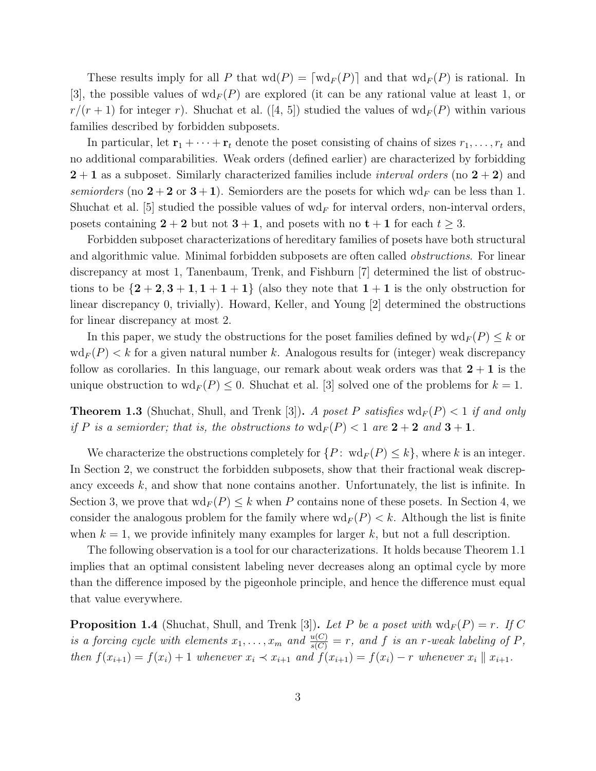These results imply for all $P$ that $\mathrm{wd}(P) = \lceil \mathrm{wd}_F(P) \rceil$ and that $\mathrm{wd}_F(P)$ is rational. In [3], the possible values of $\mathrm{wd}_F(P)$ are explored (it can be any rational value at least 1, or $r/(r+1)$ for integer $r$). Shuchat et al. ([4, 5]) studied the values of $\mathrm{wd}_F(P)$ within various families described by forbidden subposets.

In particular, let $\mathbf{r}_1 + \cdots + \mathbf{r}_t$ denote the poset consisting of chains of sizes $r_1, \ldots, r_t$ and no additional comparabilities. Weak orders (defined earlier) are characterized by forbidding $\mathbf{2}+\mathbf{1}$ as a subposet. Similarly characterized families include *interval orders* (no $\mathbf{2}+\mathbf{2}$) and *semiorders* (no $\mathbf{2}+\mathbf{2}$ or $\mathbf{3}+\mathbf{1}$). Semiorders are the posets for which $\mathrm{wd}_F$ can be less than 1. Shuchat et al. [5] studied the possible values of $\mathrm{wd}_F$ for interval orders, non-interval orders, posets containing $\mathbf{2}+\mathbf{2}$ but not $\mathbf{3}+\mathbf{1}$, and posets with no $\mathbf{t}+\mathbf{1}$ for each $t \geq 3$.

Forbidden subposet characterizations of hereditary families of posets have both structural and algorithmic value. Minimal forbidden subposets are often called *obstructions*. For linear discrepancy at most 1, Tanenbaum, Trenk, and Fishburn [7] determined the list of obstructions to be $\{\mathbf{2}+\mathbf{2}, \mathbf{3}+\mathbf{1}, \mathbf{1}+\mathbf{1}+\mathbf{1}\}$ (also they note that $\mathbf{1}+\mathbf{1}$ is the only obstruction for linear discrepancy 0, trivially). Howard, Keller, and Young [2] determined the obstructions for linear discrepancy at most 2.

In this paper, we study the obstructions for the poset families defined by $\mathrm{wd}_F(P) \leq k$ or $\mathrm{wd}_F(P) < k$ for a given natural number $k$. Analogous results for (integer) weak discrepancy follow as corollaries. In this language, our remark about weak orders was that $\mathbf{2}+\mathbf{1}$ is the unique obstruction to $\mathrm{wd}_F(P) \leq 0$. Shuchat et al. [3] solved one of the problems for $k = 1$.

**Theorem 1.3** (Shuchat, Shull, and Trenk [3])**.** *A poset $P$ satisfies $\mathrm{wd}_F(P) < 1$ if and only if $P$ is a semiorder; that is, the obstructions to $\mathrm{wd}_F(P) < 1$ are $\mathbf{2}+\mathbf{2}$ and $\mathbf{3}+\mathbf{1}$.*

We characterize the obstructions completely for $\{P\colon\ \mathrm{wd}_F(P) \leq k\}$, where $k$ is an integer. In Section 2, we construct the forbidden subposets, show that their fractional weak discrepancy exceeds $k$, and show that none contains another. Unfortunately, the list is infinite. In Section 3, we prove that $\mathrm{wd}_F(P) \leq k$ when $P$ contains none of these posets. In Section 4, we consider the analogous problem for the family where $\mathrm{wd}_F(P) < k$. Although the list is finite when $k = 1$, we provide infinitely many examples for larger $k$, but not a full description.

The following observation is a tool for our characterizations. It holds because Theorem 1.1 implies that an optimal consistent labeling never decreases along an optimal cycle by more than the difference imposed by the pigeonhole principle, and hence the difference must equal that value everywhere.

**Proposition 1.4** (Shuchat, Shull, and Trenk [3])**.** *Let $P$ be a poset with $\mathrm{wd}_F(P) = r$. If $C$ is a forcing cycle with elements $x_1, \ldots, x_m$ and $\frac{u(C)}{s(C)} = r$, and $f$ is an $r$-weak labeling of $P$, then $f(x_{i+1}) = f(x_i) + 1$ whenever $x_i \prec x_{i+1}$ and $f(x_{i+1}) = f(x_i) - r$ whenever $x_i \parallel x_{i+1}$.*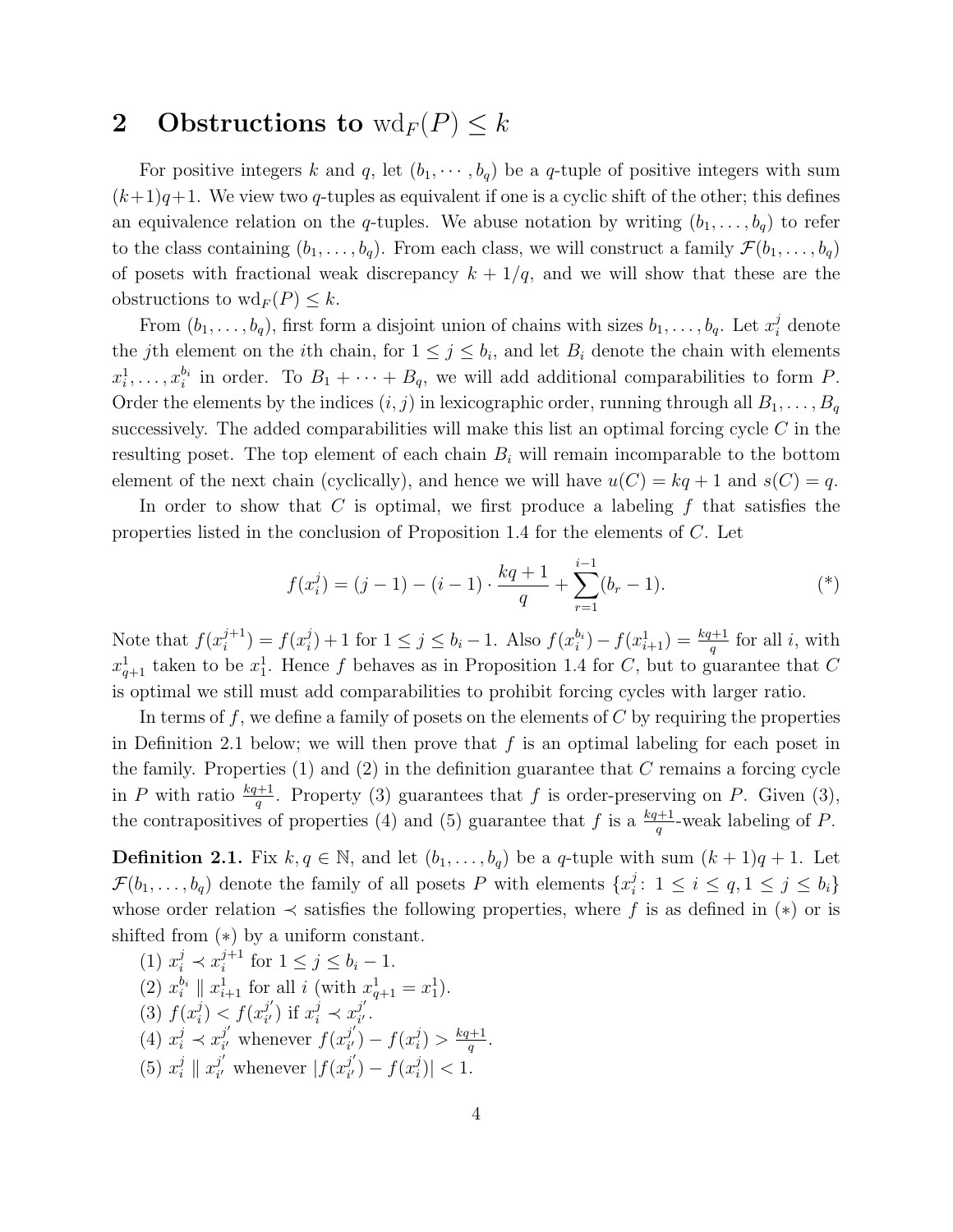## 2 Obstructions to $\mathrm{wd}_F(P) \le k$

For positive integers $k$ and $q$, let $(b_1, \cdots, b_q)$ be a $q$-tuple of positive integers with sum $(k+1)q+1$. We view two $q$-tuples as equivalent if one is a cyclic shift of the other; this defines an equivalence relation on the $q$-tuples. We abuse notation by writing $(b_1, \ldots, b_q)$ to refer to the class containing $(b_1, \ldots, b_q)$. From each class, we will construct a family $\mathcal{F}(b_1, \ldots, b_q)$ of posets with fractional weak discrepancy $k + 1/q$, and we will show that these are the obstructions to $\mathrm{wd}_F(P) \le k$.

From $(b_1, \ldots, b_q)$, first form a disjoint union of chains with sizes $b_1, \ldots, b_q$. Let $x_i^j$ denote the $j$th element on the $i$th chain, for $1 \le j \le b_i$, and let $B_i$ denote the chain with elements $x_i^1, \ldots, x_i^{b_i}$ in order. To $B_1 + \cdots + B_q$, we will add additional comparabilities to form $P$. Order the elements by the indices $(i, j)$ in lexicographic order, running through all $B_1, \ldots, B_q$ successively. The added comparabilities will make this list an optimal forcing cycle $C$ in the resulting poset. The top element of each chain $B_i$ will remain incomparable to the bottom element of the next chain (cyclically), and hence we will have $u(C) = kq + 1$ and $s(C) = q$.

In order to show that $C$ is optimal, we first produce a labeling $f$ that satisfies the properties listed in the conclusion of Proposition 1.4 for the elements of $C$. Let

$$f(x_i^j) = (j-1) - (i-1) \cdot \frac{kq+1}{q} + \sum_{r=1}^{i-1} (b_r - 1). \tag{*}$$

Note that $f(x_i^{j+1}) = f(x_i^j) + 1$ for $1 \le j \le b_i - 1$. Also $f(x_i^{b_i}) - f(x_{i+1}^1) = \frac{kq+1}{q}$ for all $i$, with $x_{q+1}^1$ taken to be $x_1^1$. Hence $f$ behaves as in Proposition 1.4 for $C$, but to guarantee that $C$ is optimal we still must add comparabilities to prohibit forcing cycles with larger ratio.

In terms of $f$, we define a family of posets on the elements of $C$ by requiring the properties in Definition 2.1 below; we will then prove that $f$ is an optimal labeling for each poset in the family. Properties (1) and (2) in the definition guarantee that $C$ remains a forcing cycle in $P$ with ratio $\frac{kq+1}{q}$. Property (3) guarantees that $f$ is order-preserving on $P$. Given (3), the contrapositives of properties (4) and (5) guarantee that $f$ is a $\frac{kq+1}{q}$-weak labeling of $P$.

**Definition 2.1.** Fix $k, q \in \mathbb{N}$, and let $(b_1, \ldots, b_q)$ be a $q$-tuple with sum $(k+1)q + 1$. Let $\mathcal{F}(b_1, \ldots, b_q)$ denote the family of all posets $P$ with elements $\{x_i^j \colon 1 \le i \le q, 1 \le j \le b_i\}$ whose order relation $\prec$ satisfies the following properties, where $f$ is as defined in $(*)$ or is shifted from $(*)$ by a uniform constant.

(1) $x_i^j \prec x_i^{j+1}$ for $1 \le j \le b_i - 1$.
(2) $x_i^{b_i} \parallel x_{i+1}^1$ for all $i$ (with $x_{q+1}^1 = x_1^1$).
(3) $f(x_i^j) < f(x_{i'}^{j'})$ if $x_i^j \prec x_{i'}^{j'}$.
(4) $x_i^j \prec x_{i'}^{j'}$ whenever $f(x_{i'}^{j'}) - f(x_i^j) > \frac{kq+1}{q}$.
(5) $x_i^j \parallel x_{i'}^{j'}$ whenever $|f(x_{i'}^{j'}) - f(x_i^j)| < 1$.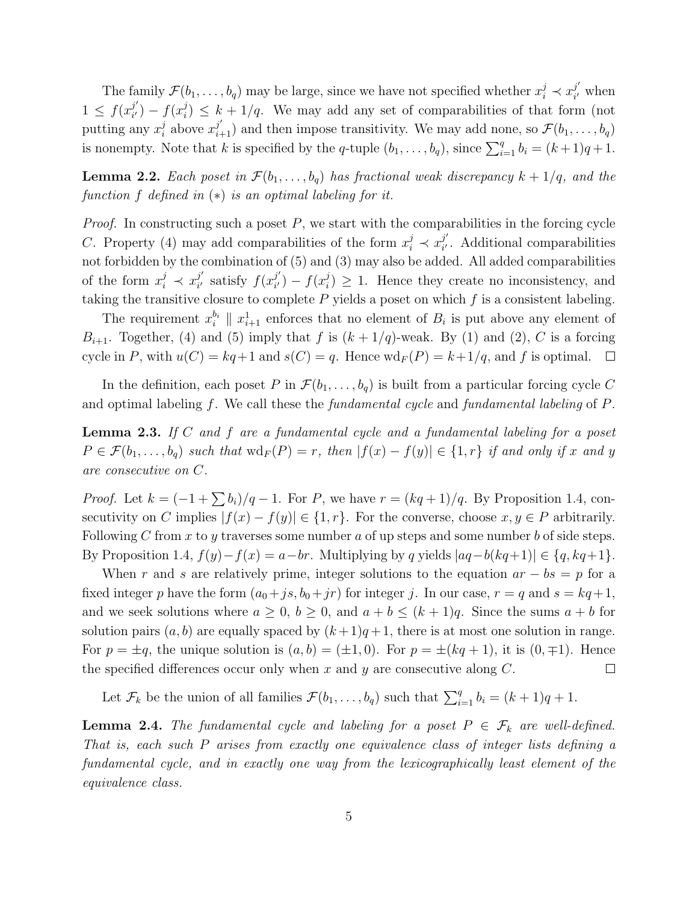The family $\mathcal{F}(b_1, \ldots, b_q)$ may be large, since we have not specified whether $x_i^j \prec x_{i'}^{j'}$ when $1 \le f(x_{i'}^{j'}) - f(x_i^j) \le k + 1/q$. We may add any set of comparabilities of that form (not putting any $x_i^j$ above $x_{i+1}^{j'}$) and then impose transitivity. We may add none, so $\mathcal{F}(b_1, \ldots, b_q)$ is nonempty. Note that $k$ is specified by the $q$-tuple $(b_1, \ldots, b_q)$, since $\sum_{i=1}^q b_i = (k+1)q + 1$.

**Lemma 2.2.** *Each poset in $\mathcal{F}(b_1, \ldots, b_q)$ has fractional weak discrepancy $k + 1/q$, and the function $f$ defined in $(*)$ is an optimal labeling for it.*

*Proof.* In constructing such a poset $P$, we start with the comparabilities in the forcing cycle $C$. Property (4) may add comparabilities of the form $x_i^j \prec x_{i'}^{j'}$. Additional comparabilities not forbidden by the combination of (5) and (3) may also be added. All added comparabilities of the form $x_i^j \prec x_{i'}^{j'}$ satisfy $f(x_{i'}^{j'}) - f(x_i^j) \ge 1$. Hence they create no inconsistency, and taking the transitive closure to complete $P$ yields a poset on which $f$ is a consistent labeling.

The requirement $x_i^{b_i} \parallel x_{i+1}^1$ enforces that no element of $B_i$ is put above any element of $B_{i+1}$. Together, (4) and (5) imply that $f$ is $(k+1/q)$-weak. By (1) and (2), $C$ is a forcing cycle in $P$, with $u(C) = kq+1$ and $s(C) = q$. Hence $\mathrm{wd}_F(P) = k+1/q$, and $f$ is optimal. $\square$

In the definition, each poset $P$ in $\mathcal{F}(b_1, \ldots, b_q)$ is built from a particular forcing cycle $C$ and optimal labeling $f$. We call these the *fundamental cycle* and *fundamental labeling* of $P$.

**Lemma 2.3.** *If $C$ and $f$ are a fundamental cycle and a fundamental labeling for a poset $P \in \mathcal{F}(b_1, \ldots, b_q)$ such that $\mathrm{wd}_F(P) = r$, then $|f(x) - f(y)| \in \{1, r\}$ if and only if $x$ and $y$ are consecutive on $C$.*

*Proof.* Let $k = (-1 + \sum b_i)/q - 1$. For $P$, we have $r = (kq+1)/q$. By Proposition 1.4, consecutivity on $C$ implies $|f(x) - f(y)| \in \{1, r\}$. For the converse, choose $x, y \in P$ arbitrarily. Following $C$ from $x$ to $y$ traverses some number $a$ of up steps and some number $b$ of side steps. By Proposition 1.4, $f(y) - f(x) = a - br$. Multiplying by $q$ yields $|aq - b(kq+1)| \in \{q, kq+1\}$.

When $r$ and $s$ are relatively prime, integer solutions to the equation $ar - bs = p$ for a fixed integer $p$ have the form $(a_0 + js, b_0 + jr)$ for integer $j$. In our case, $r = q$ and $s = kq+1$, and we seek solutions where $a \ge 0$, $b \ge 0$, and $a + b \le (k+1)q$. Since the sums $a + b$ for solution pairs $(a, b)$ are equally spaced by $(k+1)q + 1$, there is at most one solution in range. For $p = \pm q$, the unique solution is $(a, b) = (\pm 1, 0)$. For $p = \pm(kq+1)$, it is $(0, \mp 1)$. Hence the specified differences occur only when $x$ and $y$ are consecutive along $C$. $\square$

Let $\mathcal{F}_k$ be the union of all families $\mathcal{F}(b_1, \ldots, b_q)$ such that $\sum_{i=1}^q b_i = (k+1)q + 1$.

**Lemma 2.4.** *The fundamental cycle and labeling for a poset $P \in \mathcal{F}_k$ are well-defined. That is, each such $P$ arises from exactly one equivalence class of integer lists defining a fundamental cycle, and in exactly one way from the lexicographically least element of the equivalence class.*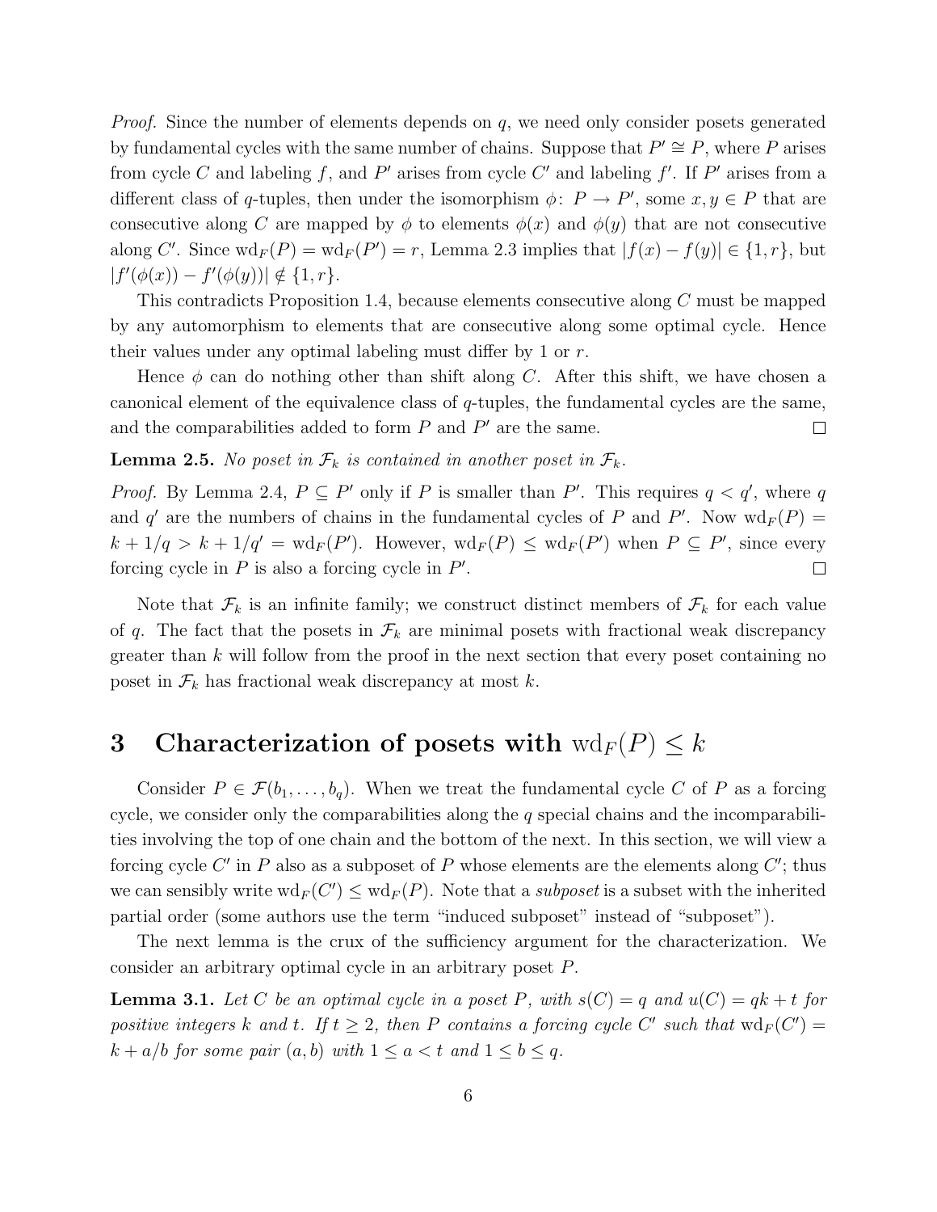*Proof.* Since the number of elements depends on $q$, we need only consider posets generated by fundamental cycles with the same number of chains. Suppose that $P' \cong P$, where $P$ arises from cycle $C$ and labeling $f$, and $P'$ arises from cycle $C'$ and labeling $f'$. If $P'$ arises from a different class of $q$-tuples, then under the isomorphism $\phi\colon P \to P'$, some $x, y \in P$ that are consecutive along $C$ are mapped by $\phi$ to elements $\phi(x)$ and $\phi(y)$ that are not consecutive along $C'$. Since $\mathrm{wd}_F(P) = \mathrm{wd}_F(P') = r$, Lemma 2.3 implies that $|f(x) - f(y)| \in \{1, r\}$, but $|f'(\phi(x)) - f'(\phi(y))| \notin \{1, r\}$.

This contradicts Proposition 1.4, because elements consecutive along $C$ must be mapped by any automorphism to elements that are consecutive along some optimal cycle. Hence their values under any optimal labeling must differ by 1 or $r$.

Hence $\phi$ can do nothing other than shift along $C$. After this shift, we have chosen a canonical element of the equivalence class of $q$-tuples, the fundamental cycles are the same, and the comparabilities added to form $P$ and $P'$ are the same. $\square$

**Lemma 2.5.** *No poset in $\mathcal{F}_k$ is contained in another poset in $\mathcal{F}_k$.*

*Proof.* By Lemma 2.4, $P \subseteq P'$ only if $P$ is smaller than $P'$. This requires $q < q'$, where $q$ and $q'$ are the numbers of chains in the fundamental cycles of $P$ and $P'$. Now $\mathrm{wd}_F(P) = k + 1/q > k + 1/q' = \mathrm{wd}_F(P')$. However, $\mathrm{wd}_F(P) \le \mathrm{wd}_F(P')$ when $P \subseteq P'$, since every forcing cycle in $P$ is also a forcing cycle in $P'$. $\square$

Note that $\mathcal{F}_k$ is an infinite family; we construct distinct members of $\mathcal{F}_k$ for each value of $q$. The fact that the posets in $\mathcal{F}_k$ are minimal posets with fractional weak discrepancy greater than $k$ will follow from the proof in the next section that every poset containing no poset in $\mathcal{F}_k$ has fractional weak discrepancy at most $k$.

# 3 Characterization of posets with $\mathrm{wd}_F(P) \le k$

Consider $P \in \mathcal{F}(b_1, \ldots, b_q)$. When we treat the fundamental cycle $C$ of $P$ as a forcing cycle, we consider only the comparabilities along the $q$ special chains and the incomparabilities involving the top of one chain and the bottom of the next. In this section, we will view a forcing cycle $C'$ in $P$ also as a subposet of $P$ whose elements are the elements along $C'$; thus we can sensibly write $\mathrm{wd}_F(C') \le \mathrm{wd}_F(P)$. Note that a *subposet* is a subset with the inherited partial order (some authors use the term "induced subposet" instead of "subposet").

The next lemma is the crux of the sufficiency argument for the characterization. We consider an arbitrary optimal cycle in an arbitrary poset $P$.

**Lemma 3.1.** *Let $C$ be an optimal cycle in a poset $P$, with $s(C) = q$ and $u(C) = qk + t$ for positive integers $k$ and $t$. If $t \ge 2$, then $P$ contains a forcing cycle $C'$ such that $\mathrm{wd}_F(C') = k + a/b$ for some pair $(a, b)$ with $1 \le a < t$ and $1 \le b \le q$.*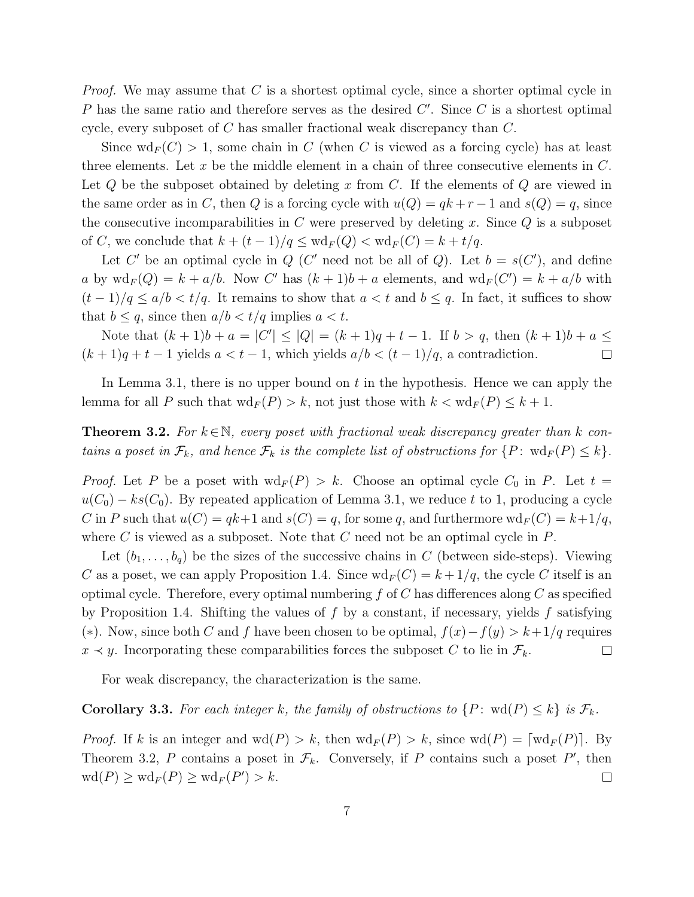*Proof.* We may assume that $C$ is a shortest optimal cycle, since a shorter optimal cycle in $P$ has the same ratio and therefore serves as the desired $C'$. Since $C$ is a shortest optimal cycle, every subposet of $C$ has smaller fractional weak discrepancy than $C$.

Since $\mathrm{wd}_F(C) > 1$, some chain in $C$ (when $C$ is viewed as a forcing cycle) has at least three elements. Let $x$ be the middle element in a chain of three consecutive elements in $C$. Let $Q$ be the subposet obtained by deleting $x$ from $C$. If the elements of $Q$ are viewed in the same order as in $C$, then $Q$ is a forcing cycle with $u(Q) = qk + r - 1$ and $s(Q) = q$, since the consecutive incomparabilities in $C$ were preserved by deleting $x$. Since $Q$ is a subposet of $C$, we conclude that $k + (t-1)/q \le \mathrm{wd}_F(Q) < \mathrm{wd}_F(C) = k + t/q$.

Let $C'$ be an optimal cycle in $Q$ ($C'$ need not be all of $Q$). Let $b = s(C')$, and define $a$ by $\mathrm{wd}_F(Q) = k + a/b$. Now $C'$ has $(k+1)b + a$ elements, and $\mathrm{wd}_F(C') = k + a/b$ with $(t-1)/q \le a/b < t/q$. It remains to show that $a < t$ and $b \le q$. In fact, it suffices to show that $b \le q$, since then $a/b < t/q$ implies $a < t$.

Note that $(k+1)b + a = |C'| \le |Q| = (k+1)q + t - 1$. If $b > q$, then $(k+1)b + a \le (k+1)q + t - 1$ yields $a < t - 1$, which yields $a/b < (t-1)/q$, a contradiction. $\square$

In Lemma 3.1, there is no upper bound on $t$ in the hypothesis. Hence we can apply the lemma for all $P$ such that $\mathrm{wd}_F(P) > k$, not just those with $k < \mathrm{wd}_F(P) \le k + 1$.

**Theorem 3.2.** *For $k \in \mathbb{N}$, every poset with fractional weak discrepancy greater than $k$ contains a poset in $\mathcal{F}_k$, and hence $\mathcal{F}_k$ is the complete list of obstructions for $\{P\colon\ \mathrm{wd}_F(P) \le k\}$.*

*Proof.* Let $P$ be a poset with $\mathrm{wd}_F(P) > k$. Choose an optimal cycle $C_0$ in $P$. Let $t = u(C_0) - ks(C_0)$. By repeated application of Lemma 3.1, we reduce $t$ to 1, producing a cycle $C$ in $P$ such that $u(C) = qk+1$ and $s(C) = q$, for some $q$, and furthermore $\mathrm{wd}_F(C) = k+1/q$, where $C$ is viewed as a subposet. Note that $C$ need not be an optimal cycle in $P$.

Let $(b_1, \ldots, b_q)$ be the sizes of the successive chains in $C$ (between side-steps). Viewing $C$ as a poset, we can apply Proposition 1.4. Since $\mathrm{wd}_F(C) = k + 1/q$, the cycle $C$ itself is an optimal cycle. Therefore, every optimal numbering $f$ of $C$ has differences along $C$ as specified by Proposition 1.4. Shifting the values of $f$ by a constant, if necessary, yields $f$ satisfying $(*)$. Now, since both $C$ and $f$ have been chosen to be optimal, $f(x) - f(y) > k+1/q$ requires $x \prec y$. Incorporating these comparabilities forces the subposet $C$ to lie in $\mathcal{F}_k$. $\square$

For weak discrepancy, the characterization is the same.

**Corollary 3.3.** *For each integer $k$, the family of obstructions to $\{P\colon\ \mathrm{wd}(P) \le k\}$ is $\mathcal{F}_k$.*

*Proof.* If $k$ is an integer and $\mathrm{wd}(P) > k$, then $\mathrm{wd}_F(P) > k$, since $\mathrm{wd}(P) = \lceil \mathrm{wd}_F(P) \rceil$. By Theorem 3.2, $P$ contains a poset in $\mathcal{F}_k$. Conversely, if $P$ contains such a poset $P'$, then $\mathrm{wd}(P) \ge \mathrm{wd}_F(P) \ge \mathrm{wd}_F(P') > k$. $\square$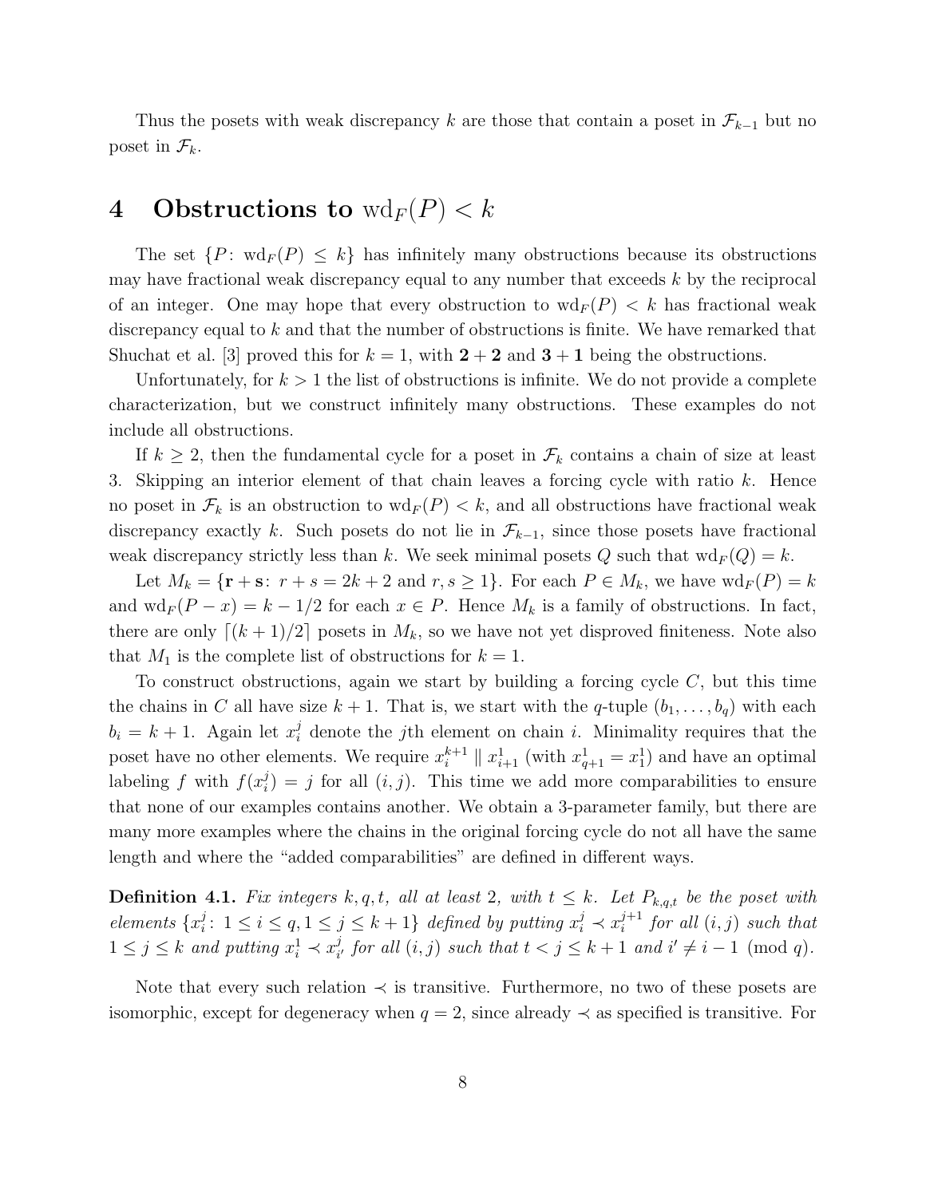Thus the posets with weak discrepancy $k$ are those that contain a poset in $\mathcal{F}_{k-1}$ but no poset in $\mathcal{F}_k$.

## 4 Obstructions to $\mathrm{wd}_F(P) < k$

The set $\{P\colon\ \mathrm{wd}_F(P) \le k\}$ has infinitely many obstructions because its obstructions may have fractional weak discrepancy equal to any number that exceeds $k$ by the reciprocal of an integer. One may hope that every obstruction to $\mathrm{wd}_F(P) < k$ has fractional weak discrepancy equal to $k$ and that the number of obstructions is finite. We have remarked that Shuchat et al. [3] proved this for $k = 1$, with $\mathbf{2} + \mathbf{2}$ and $\mathbf{3} + \mathbf{1}$ being the obstructions.

Unfortunately, for $k > 1$ the list of obstructions is infinite. We do not provide a complete characterization, but we construct infinitely many obstructions. These examples do not include all obstructions.

If $k \ge 2$, then the fundamental cycle for a poset in $\mathcal{F}_k$ contains a chain of size at least 3. Skipping an interior element of that chain leaves a forcing cycle with ratio $k$. Hence no poset in $\mathcal{F}_k$ is an obstruction to $\mathrm{wd}_F(P) < k$, and all obstructions have fractional weak discrepancy exactly $k$. Such posets do not lie in $\mathcal{F}_{k-1}$, since those posets have fractional weak discrepancy strictly less than $k$. We seek minimal posets $Q$ such that $\mathrm{wd}_F(Q) = k$.

Let $M_k = \{\mathbf{r} + \mathbf{s}\colon\ r + s = 2k + 2 \text{ and } r, s \ge 1\}$. For each $P \in M_k$, we have $\mathrm{wd}_F(P) = k$ and $\mathrm{wd}_F(P - x) = k - 1/2$ for each $x \in P$. Hence $M_k$ is a family of obstructions. In fact, there are only $\lceil (k + 1)/2 \rceil$ posets in $M_k$, so we have not yet disproved finiteness. Note also that $M_1$ is the complete list of obstructions for $k = 1$.

To construct obstructions, again we start by building a forcing cycle $C$, but this time the chains in $C$ all have size $k + 1$. That is, we start with the $q$-tuple $(b_1, \ldots, b_q)$ with each $b_i = k + 1$. Again let $x_i^j$ denote the $j$th element on chain $i$. Minimality requires that the poset have no other elements. We require $x_i^{k+1} \parallel x_{i+1}^1$ (with $x_{q+1}^1 = x_1^1$) and have an optimal labeling $f$ with $f(x_i^j) = j$ for all $(i, j)$. This time we add more comparabilities to ensure that none of our examples contains another. We obtain a 3-parameter family, but there are many more examples where the chains in the original forcing cycle do not all have the same length and where the "added comparabilities" are defined in different ways.

**Definition 4.1.** *Fix integers $k, q, t$, all at least 2, with $t \le k$. Let $P_{k,q,t}$ be the poset with elements $\{x_i^j\colon\ 1 \le i \le q, 1 \le j \le k + 1\}$ defined by putting $x_i^j \prec x_i^{j+1}$ for all $(i, j)$ such that $1 \le j \le k$ and putting $x_i^1 \prec x_{i'}^j$ for all $(i, j)$ such that $t < j \le k + 1$ and $i' \ne i - 1 \pmod{q}$.*

Note that every such relation $\prec$ is transitive. Furthermore, no two of these posets are isomorphic, except for degeneracy when $q = 2$, since already $\prec$ as specified is transitive. For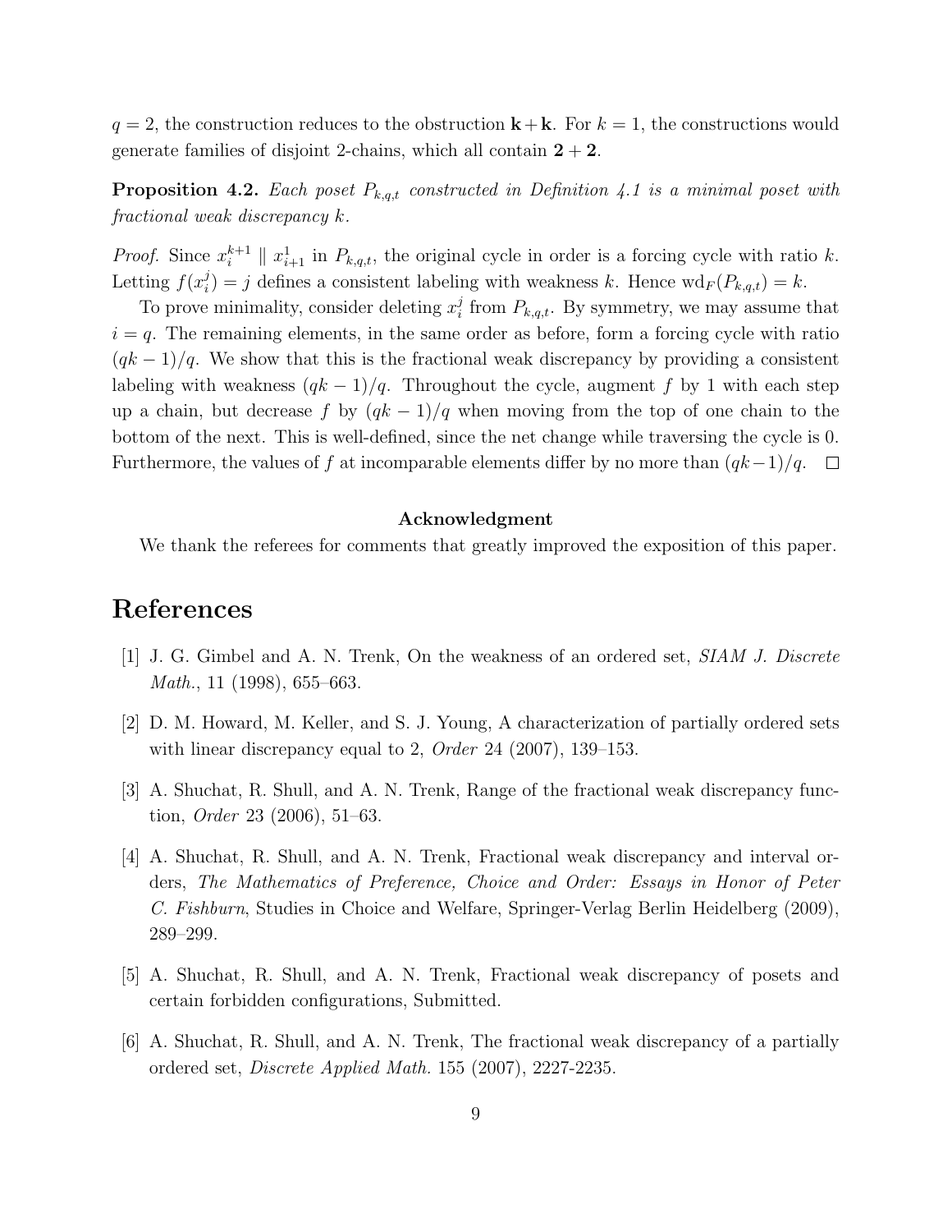$q = 2$, the construction reduces to the obstruction $\mathbf{k}+\mathbf{k}$. For $k = 1$, the constructions would generate families of disjoint 2-chains, which all contain $\mathbf{2}+\mathbf{2}$.

**Proposition 4.2.** *Each poset $P_{k,q,t}$ constructed in Definition 4.1 is a minimal poset with fractional weak discrepancy $k$.*

*Proof.* Since $x_i^{k+1} \parallel x_{i+1}^1$ in $P_{k,q,t}$, the original cycle in order is a forcing cycle with ratio $k$. Letting $f(x_i^j) = j$ defines a consistent labeling with weakness $k$. Hence $\mathrm{wd}_F(P_{k,q,t}) = k$.

To prove minimality, consider deleting $x_i^j$ from $P_{k,q,t}$. By symmetry, we may assume that $i = q$. The remaining elements, in the same order as before, form a forcing cycle with ratio $(qk-1)/q$. We show that this is the fractional weak discrepancy by providing a consistent labeling with weakness $(qk-1)/q$. Throughout the cycle, augment $f$ by 1 with each step up a chain, but decrease $f$ by $(qk-1)/q$ when moving from the top of one chain to the bottom of the next. This is well-defined, since the net change while traversing the cycle is 0. Furthermore, the values of $f$ at incomparable elements differ by no more than $(qk-1)/q$. $\square$

**Acknowledgment**

We thank the referees for comments that greatly improved the exposition of this paper.

# References

[1] J. G. Gimbel and A. N. Trenk, On the weakness of an ordered set, *SIAM J. Discrete Math.*, 11 (1998), 655–663.

[2] D. M. Howard, M. Keller, and S. J. Young, A characterization of partially ordered sets with linear discrepancy equal to 2, *Order* 24 (2007), 139–153.

[3] A. Shuchat, R. Shull, and A. N. Trenk, Range of the fractional weak discrepancy function, *Order* 23 (2006), 51–63.

[4] A. Shuchat, R. Shull, and A. N. Trenk, Fractional weak discrepancy and interval orders, *The Mathematics of Preference, Choice and Order: Essays in Honor of Peter C. Fishburn*, Studies in Choice and Welfare, Springer-Verlag Berlin Heidelberg (2009), 289–299.

[5] A. Shuchat, R. Shull, and A. N. Trenk, Fractional weak discrepancy of posets and certain forbidden configurations, Submitted.

[6] A. Shuchat, R. Shull, and A. N. Trenk, The fractional weak discrepancy of a partially ordered set, *Discrete Applied Math.* 155 (2007), 2227-2235.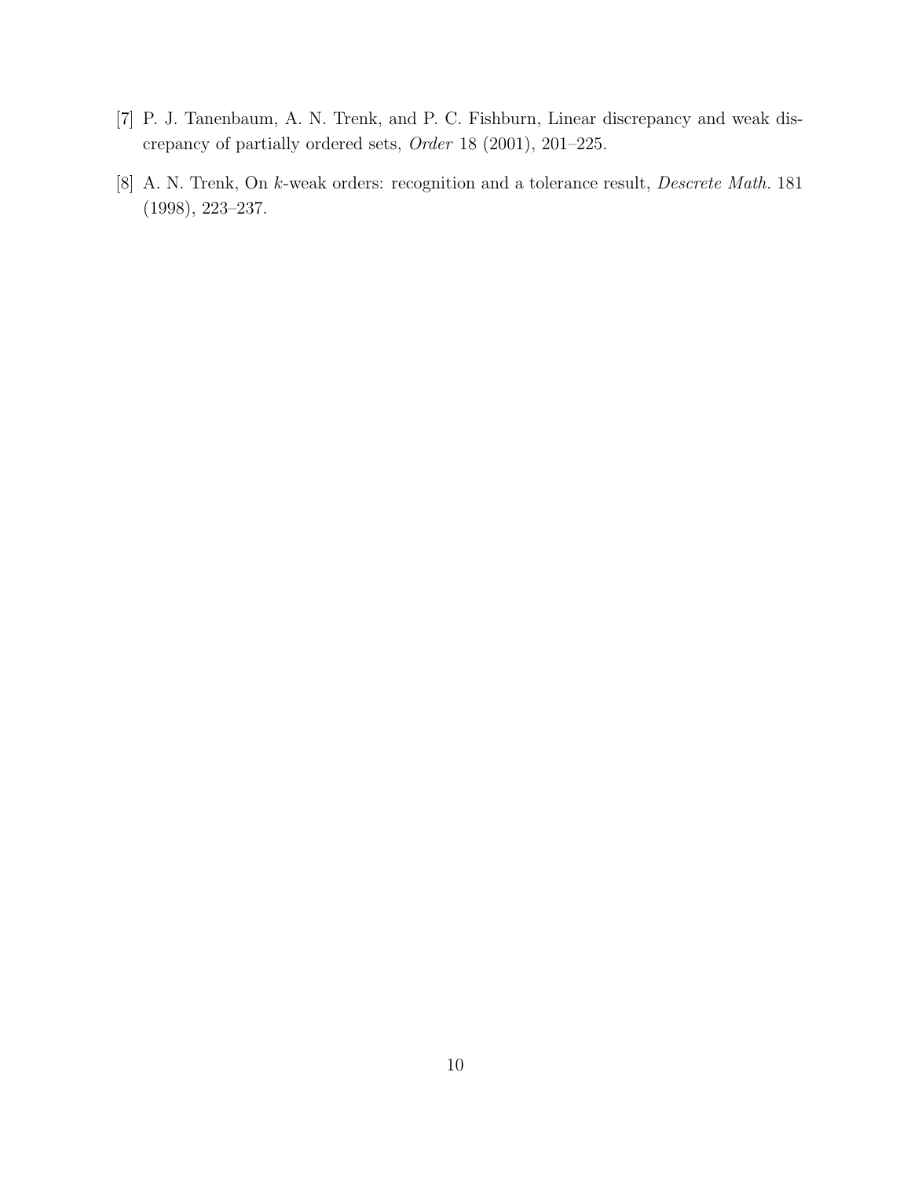[7] P. J. Tanenbaum, A. N. Trenk, and P. C. Fishburn, Linear discrepancy and weak discrepancy of partially ordered sets, *Order* 18 (2001), 201–225.

[8] A. N. Trenk, On $k$-weak orders: recognition and a tolerance result, *Descrete Math.* 181 (1998), 223–237.